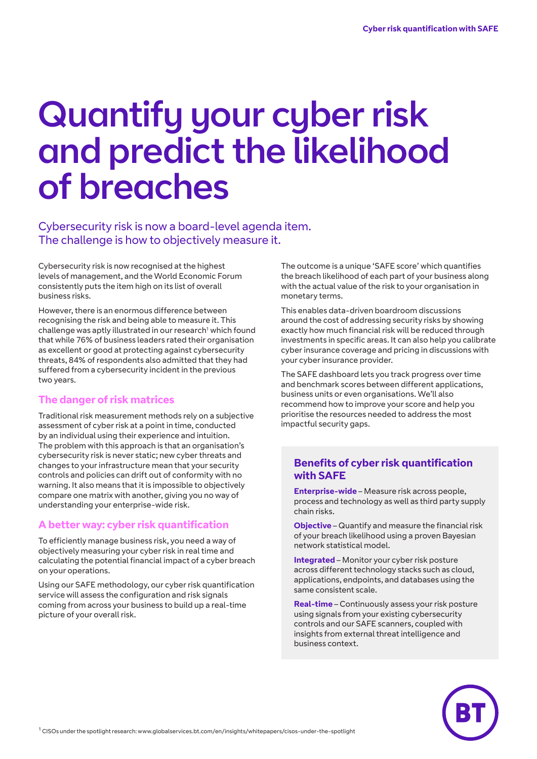# Quantify your cyber risk and predict the likelihood of breaches

## Cybersecurity risk is now a board-level agenda item. The challenge is how to objectively measure it.

Cybersecurity risk is now recognised at the highest levels of management, and the World Economic Forum consistently puts the item high on its list of overall business risks.

However, there is an enormous difference between recognising the risk and being able to measure it. This challenge was aptly illustrated in our research[1] which found that while 76% of business leaders rated their organisation as excellent or good at protecting against cybersecurity threats, 84% of respondents also admitted that they had suffered from a cybersecurity incident in the previous two years.

### The danger of risk matrices

Traditional risk measurement methods rely on a subjective assessment of cyber risk at a point in time, conducted by an individual using their experience and intuition. The problem with this approach is that an organisation's cybersecurity risk is never static; new cyber threats and changes to your infrastructure mean that your security controls and policies can drift out of conformity with no warning. It also means that it is impossible to objectively compare one matrix with another, giving you no way of understanding your enterprise-wide risk.

### A better way: cyber risk quantification

To efficiently manage business risk, you need a way of objectively measuring your cyber risk in real time and calculating the potential financial impact of a cyber breach on your operations.

Using our SAFE methodology, our cyber risk quantification service will assess the configuration and risk signals coming from across your business to build up a real-time picture of your overall risk.

The outcome is a unique 'SAFE score' which quantifies the breach likelihood of each part of your business along with the actual value of the risk to your organisation in monetary terms.

This enables data-driven boardroom discussions around the cost of addressing security risks by showing exactly how much financial risk will be reduced through investments in specific areas. It can also help you calibrate cyber insurance coverage and pricing in discussions with your cyber insurance provider.

The SAFE dashboard lets you track progress over time and benchmark scores between different applications, business units or even organisations. We'll also recommend how to improve your score and help you prioritise the resources needed to address the most impactful security gaps.

### Benefits of cyber risk quantification with SAFE

**Enterprise-wide** – Measure risk across people, process and technology as well as third party supply chain risks.

**Objective** – Quantify and measure the financial risk of your breach likelihood using a proven Bayesian network statistical model.

**Integrated** – Monitor your cyber risk posture across different technology stacks such as cloud, applications, endpoints, and databases using the same consistent scale.

**Real-time** – Continuously assess your risk posture using signals from your existing cybersecurity controls and our SAFE scanners, coupled with insights from external threat intelligence and business context.

[1] CISOs under the spotlight research: www.globalservices.bt.com/en/insights/whitepapers/cisos-under-the-spotlight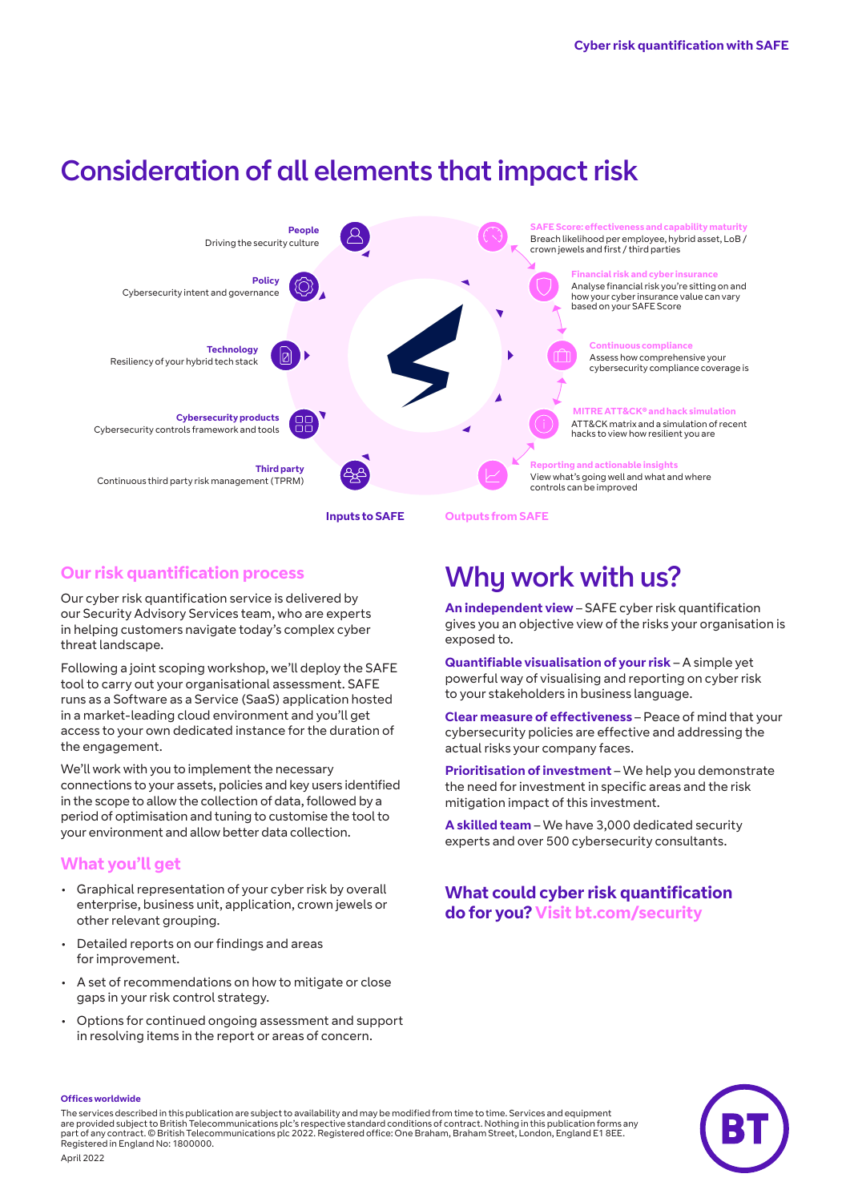# Consideration of all elements that impact risk

**People**
Driving the security culture

**Policy**
Cybersecurity intent and governance

**Technology**
Resiliency of your hybrid tech stack

**Cybersecurity products**
Cybersecurity controls framework and tools

**Third party**
Continuous third party risk management (TPRM)

**SAFE Score: effectiveness and capability maturity**
Breach likelihood per employee, hybrid asset, LoB / crown jewels and first / third parties

**Financial risk and cyber insurance**
Analyse financial risk you're sitting on and how your cyber insurance value can vary based on your SAFE Score

**Continuous compliance**
Assess how comprehensive your cybersecurity compliance coverage is

**MITRE ATT&CK® and hack simulation**
ATT&CK matrix and a simulation of recent hacks to view how resilient you are

**Reporting and actionable insights**
View what's going well and what and where controls can be improved

**Inputs to SAFE**

**Outputs from SAFE**

## Our risk quantification process

Our cyber risk quantification service is delivered by our Security Advisory Services team, who are experts in helping customers navigate today's complex cyber threat landscape.

Following a joint scoping workshop, we'll deploy the SAFE tool to carry out your organisational assessment. SAFE runs as a Software as a Service (SaaS) application hosted in a market-leading cloud environment and you'll get access to your own dedicated instance for the duration of the engagement.

We'll work with you to implement the necessary connections to your assets, policies and key users identified in the scope to allow the collection of data, followed by a period of optimisation and tuning to customise the tool to your environment and allow better data collection.

## What you'll get

- Graphical representation of your cyber risk by overall enterprise, business unit, application, crown jewels or other relevant grouping.
- Detailed reports on our findings and areas for improvement.
- A set of recommendations on how to mitigate or close gaps in your risk control strategy.
- Options for continued ongoing assessment and support in resolving items in the report or areas of concern.

# Why work with us?

**An independent view** – SAFE cyber risk quantification gives you an objective view of the risks your organisation is exposed to.

**Quantifiable visualisation of your risk** – A simple yet powerful way of visualising and reporting on cyber risk to your stakeholders in business language.

**Clear measure of effectiveness** – Peace of mind that your cybersecurity policies are effective and addressing the actual risks your company faces.

**Prioritisation of investment** – We help you demonstrate the need for investment in specific areas and the risk mitigation impact of this investment.

**A skilled team** – We have 3,000 dedicated security experts and over 500 cybersecurity consultants.

## What could cyber risk quantification do for you? Visit bt.com/security

**Offices worldwide**

The services described in this publication are subject to availability and may be modified from time to time. Services and equipment are provided subject to British Telecommunications plc's respective standard conditions of contract. Nothing in this publication forms any part of any contract. © British Telecommunications plc 2022. Registered office: One Braham, Braham Street, London, England E1 8EE. Registered in England No: 1800000.

April 2022